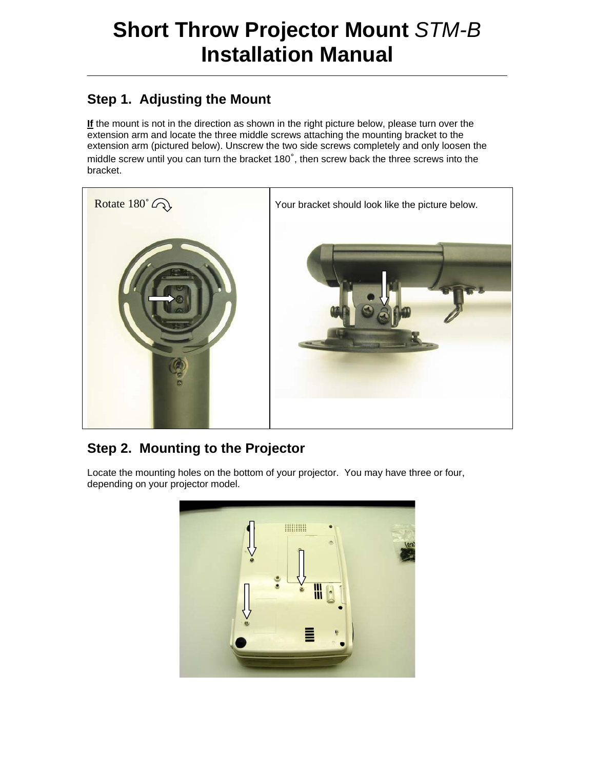# Short Throw Projector Mount *STM-B* Installation Manual

## Step 1. Adjusting the Mount

**If** the mount is not in the direction as shown in the right picture below, please turn over the extension arm and locate the three middle screws attaching the mounting bracket to the extension arm (pictured below). Unscrew the two side screws completely and only loosen the middle screw until you can turn the bracket 180˚, then screw back the three screws into the bracket.

| Rotate 180˚ | Your bracket should look like the picture below. |
|---|---|

## Step 2. Mounting to the Projector

Locate the mounting holes on the bottom of your projector. You may have three or four, depending on your projector model.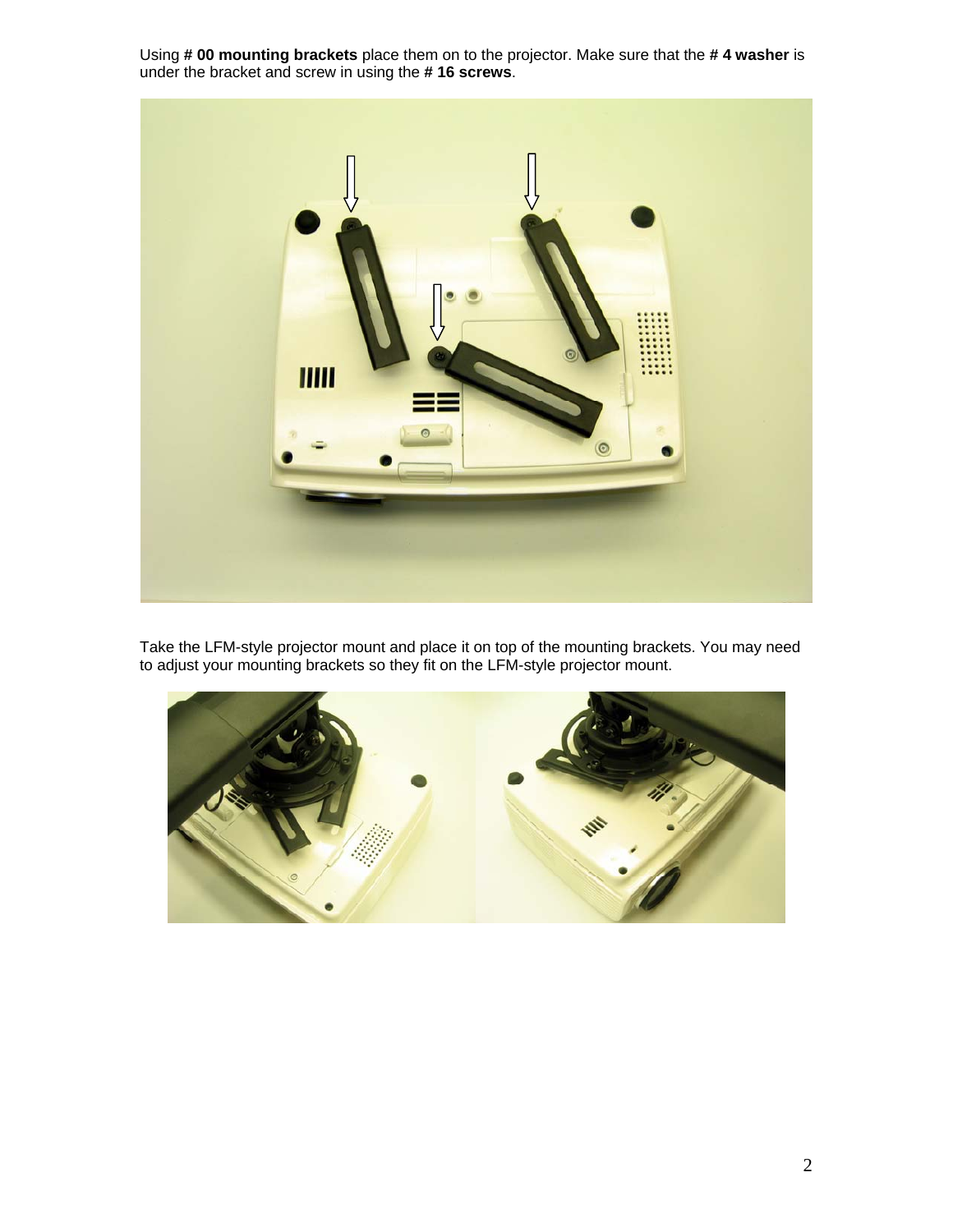Using **# 00 mounting brackets** place them on to the projector. Make sure that the **# 4 washer** is under the bracket and screw in using the **# 16 screws**.

Take the LFM-style projector mount and place it on top of the mounting brackets. You may need to adjust your mounting brackets so they fit on the LFM-style projector mount.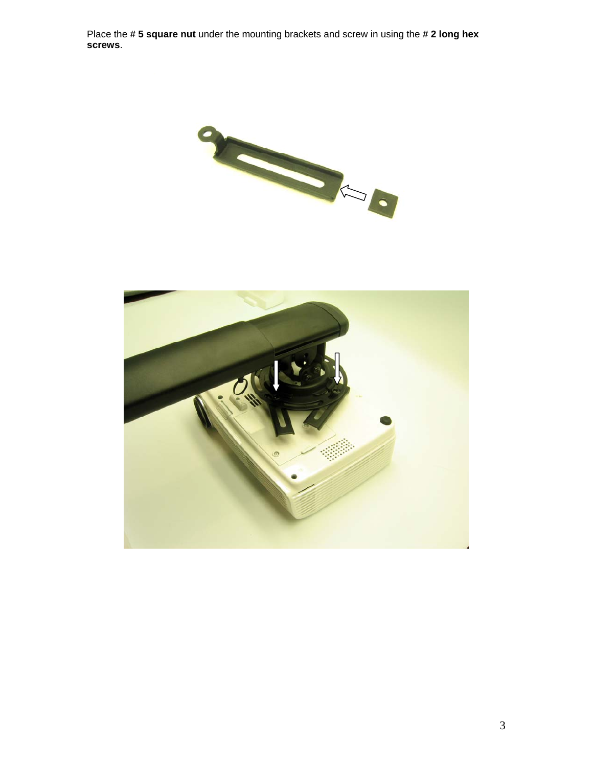Place the **# 5 square nut** under the mounting brackets and screw in using the **# 2 long hex screws**.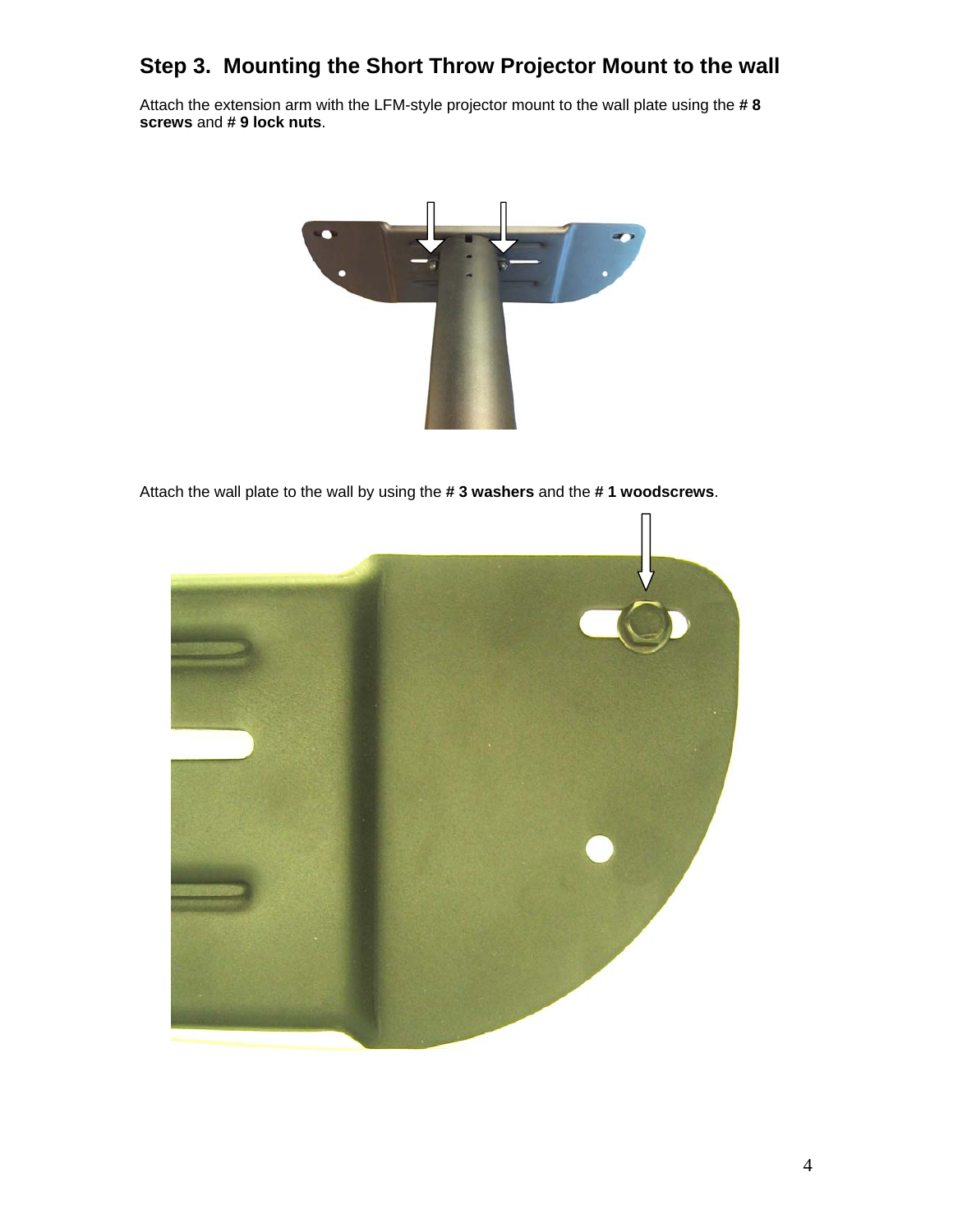## Step 3. Mounting the Short Throw Projector Mount to the wall

Attach the extension arm with the LFM-style projector mount to the wall plate using the **# 8 screws** and **# 9 lock nuts**.

Attach the wall plate to the wall by using the **# 3 washers** and the **# 1 woodscrews**.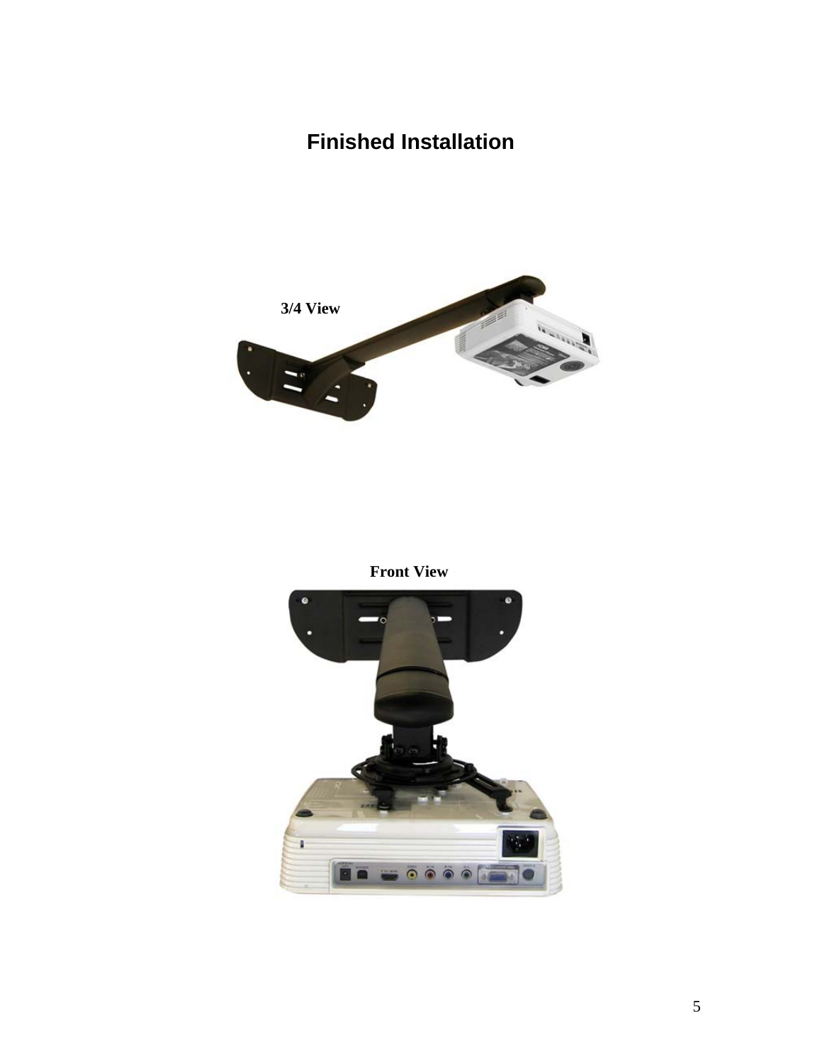# Finished Installation

**3/4 View**

**Front View**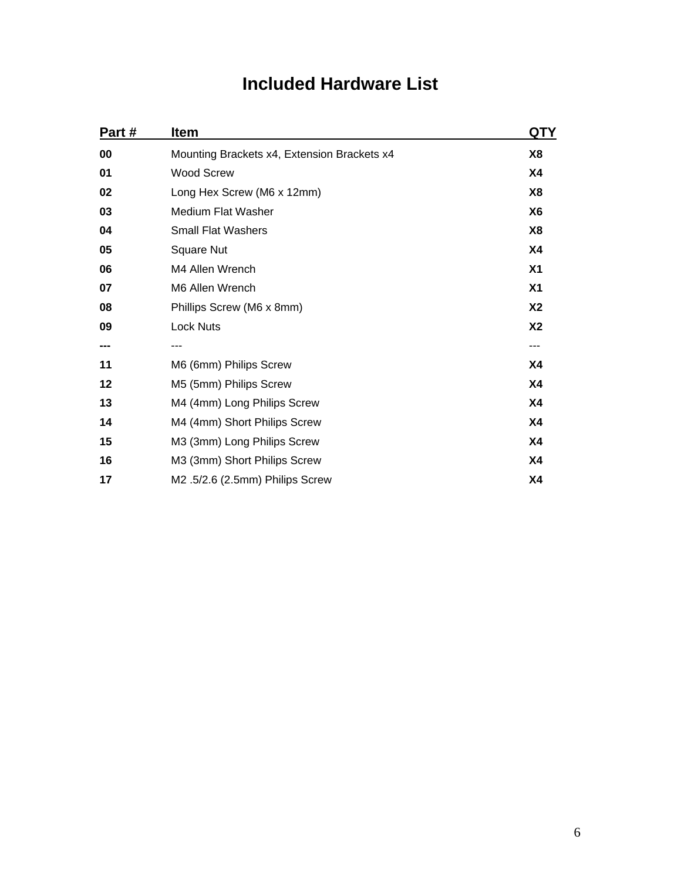# Included Hardware List

| Part # | Item | QTY |
| --- | --- | --- |
| **00** | Mounting Brackets x4, Extension Brackets x4 | **X8** |
| **01** | Wood Screw | **X4** |
| **02** | Long Hex Screw (M6 x 12mm) | **X8** |
| **03** | Medium Flat Washer | **X6** |
| **04** | Small Flat Washers | **X8** |
| **05** | Square Nut | **X4** |
| **06** | M4 Allen Wrench | **X1** |
| **07** | M6 Allen Wrench | **X1** |
| **08** | Phillips Screw (M6 x 8mm) | **X2** |
| **09** | Lock Nuts | **X2** |
| **---** | --- | --- |
| **11** | M6 (6mm) Philips Screw | **X4** |
| **12** | M5 (5mm) Philips Screw | **X4** |
| **13** | M4 (4mm) Long Philips Screw | **X4** |
| **14** | M4 (4mm) Short Philips Screw | **X4** |
| **15** | M3 (3mm) Long Philips Screw | **X4** |
| **16** | M3 (3mm) Short Philips Screw | **X4** |
| **17** | M2 .5/2.6 (2.5mm) Philips Screw | **X4** |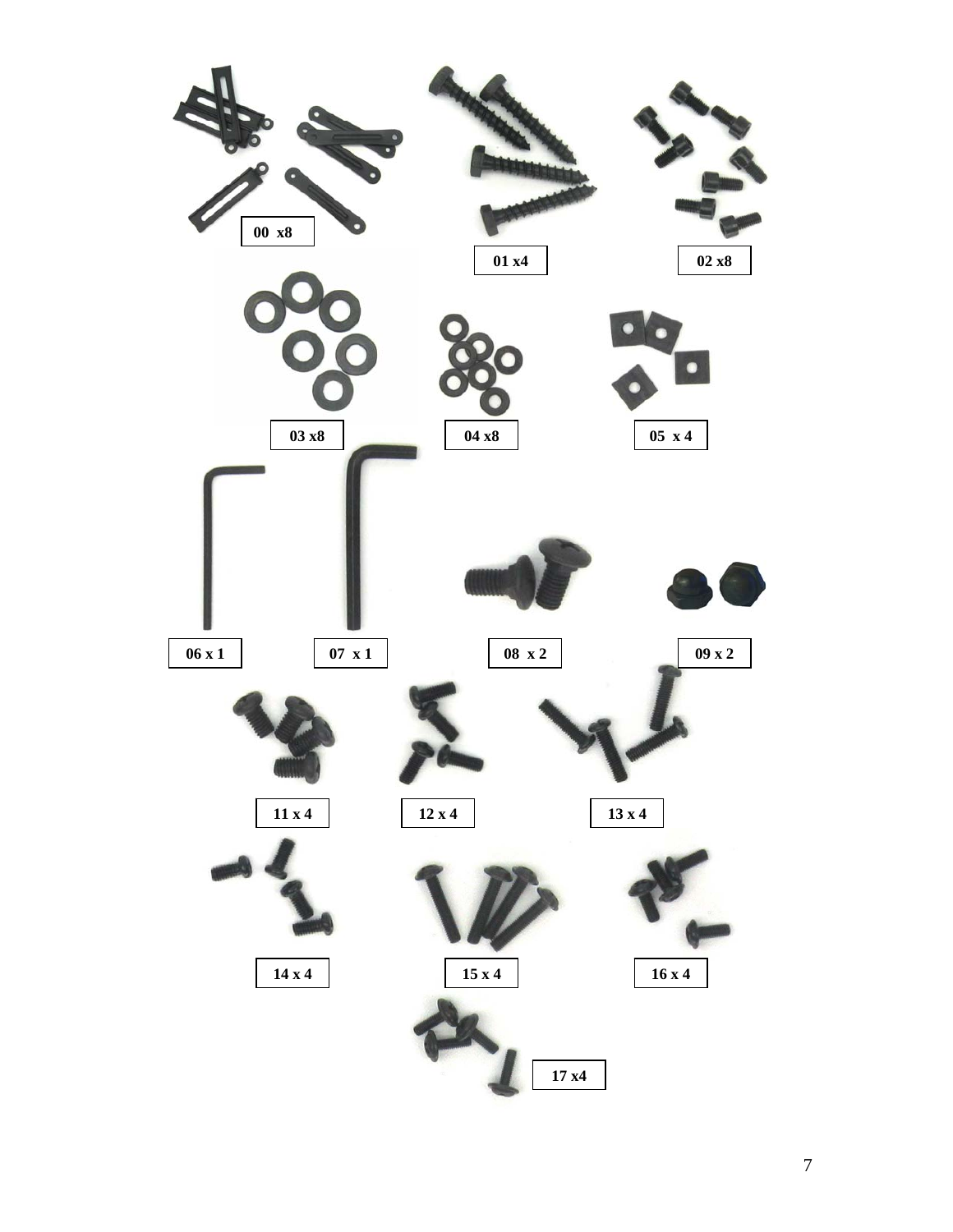00 x8

01 x4

02 x8

03 x8

04 x8

05 x 4

06 x 1

07 x 1

08 x 2

09 x 2

11 x 4

12 x 4

13 x 4

14 x 4

15 x 4

16 x 4

17 x4